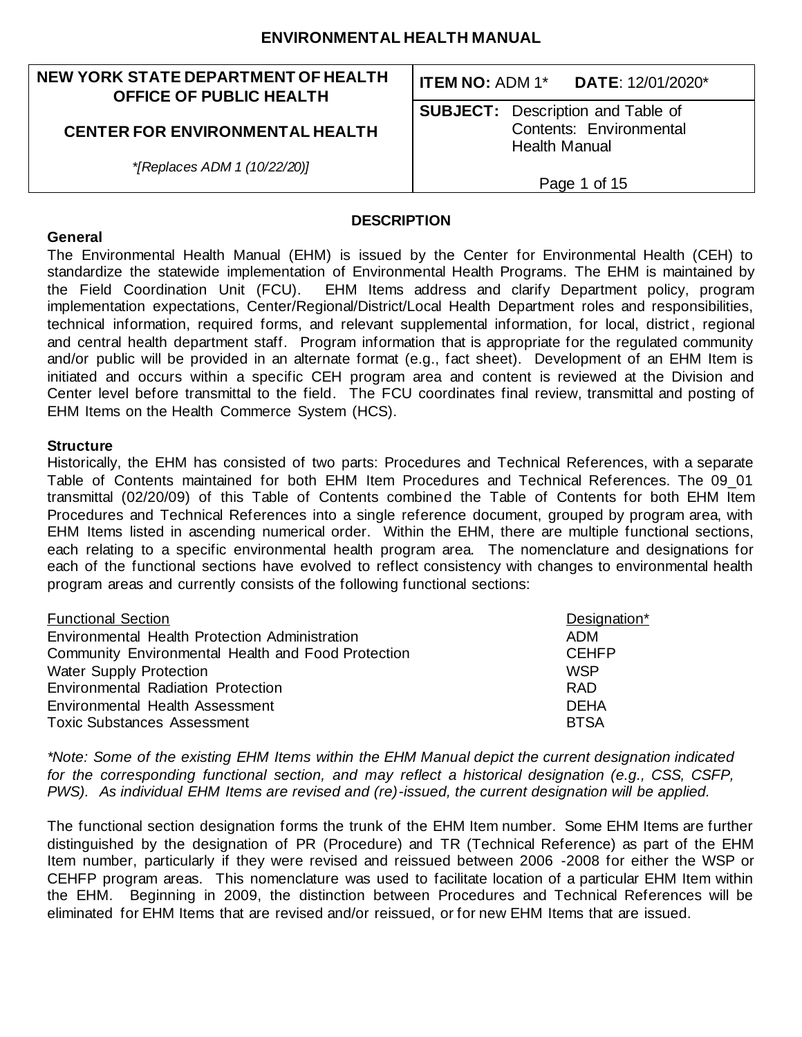# ENVIRONMENTAL HEALTH MANUAL

| NEW YORK STATE DEPARTMENT OF HEALTH OFFICE OF PUBLIC HEALTH | ITEM NO: ADM 1* DATE: 12/01/2020* |
|---|---|
| CENTER FOR ENVIRONMENTAL HEALTH | SUBJECT: Description and Table of Contents: Environmental Health Manual |
| *[Replaces ADM 1 (10/22/20)] | |

## DESCRIPTION

### General

The Environmental Health Manual (EHM) is issued by the Center for Environmental Health (CEH) to standardize the statewide implementation of Environmental Health Programs. The EHM is maintained by the Field Coordination Unit (FCU). EHM Items address and clarify Department policy, program implementation expectations, Center/Regional/District/Local Health Department roles and responsibilities, technical information, required forms, and relevant supplemental information, for local, district, regional and central health department staff. Program information that is appropriate for the regulated community and/or public will be provided in an alternate format (e.g., fact sheet). Development of an EHM Item is initiated and occurs within a specific CEH program area and content is reviewed at the Division and Center level before transmittal to the field. The FCU coordinates final review, transmittal and posting of EHM Items on the Health Commerce System (HCS).

### Structure

Historically, the EHM has consisted of two parts: Procedures and Technical References, with a separate Table of Contents maintained for both EHM Item Procedures and Technical References. The 09_01 transmittal (02/20/09) of this Table of Contents combined the Table of Contents for both EHM Item Procedures and Technical References into a single reference document, grouped by program area, with EHM Items listed in ascending numerical order. Within the EHM, there are multiple functional sections, each relating to a specific environmental health program area. The nomenclature and designations for each of the functional sections have evolved to reflect consistency with changes to environmental health program areas and currently consists of the following functional sections:

| Functional Section | Designation* |
|---|---|
| Environmental Health Protection Administration | ADM |
| Community Environmental Health and Food Protection | CEHFP |
| Water Supply Protection | WSP |
| Environmental Radiation Protection | RAD |
| Environmental Health Assessment | DEHA |
| Toxic Substances Assessment | BTSA |

*\*Note: Some of the existing EHM Items within the EHM Manual depict the current designation indicated for the corresponding functional section, and may reflect a historical designation (e.g., CSS, CSFP, PWS). As individual EHM Items are revised and (re)-issued, the current designation will be applied.*

The functional section designation forms the trunk of the EHM Item number. Some EHM Items are further distinguished by the designation of PR (Procedure) and TR (Technical Reference) as part of the EHM Item number, particularly if they were revised and reissued between 2006 -2008 for either the WSP or CEHFP program areas. This nomenclature was used to facilitate location of a particular EHM Item within the EHM. Beginning in 2009, the distinction between Procedures and Technical References will be eliminated for EHM Items that are revised and/or reissued, or for new EHM Items that are issued.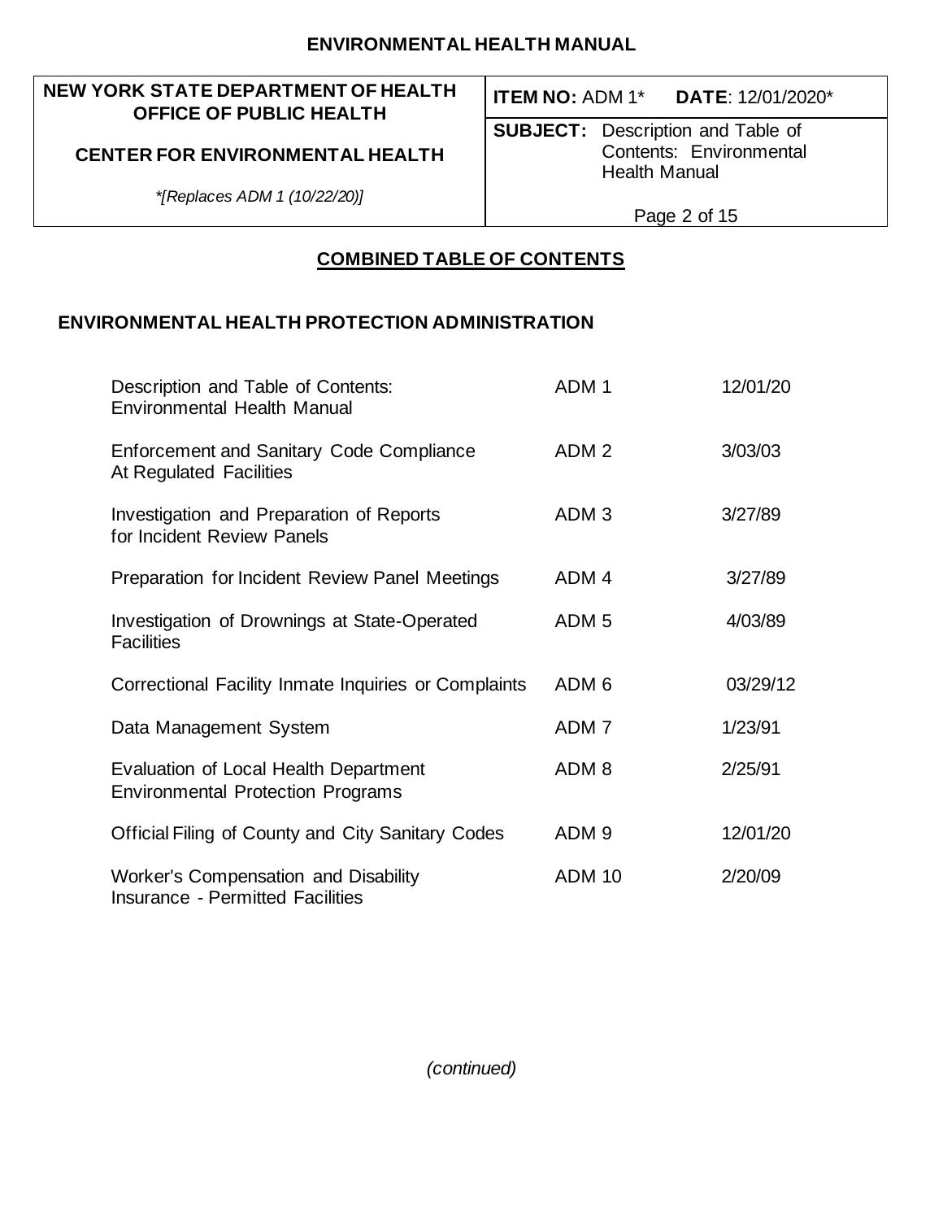## COMBINED TABLE OF CONTENTS

### ENVIRONMENTAL HEALTH PROTECTION ADMINISTRATION

| | | |
|---|---|---|
| Description and Table of Contents: Environmental Health Manual | ADM 1 | 12/01/20 |
| Enforcement and Sanitary Code Compliance At Regulated Facilities | ADM 2 | 3/03/03 |
| Investigation and Preparation of Reports for Incident Review Panels | ADM 3 | 3/27/89 |
| Preparation for Incident Review Panel Meetings | ADM 4 | 3/27/89 |
| Investigation of Drownings at State-Operated Facilities | ADM 5 | 4/03/89 |
| Correctional Facility Inmate Inquiries or Complaints | ADM 6 | 03/29/12 |
| Data Management System | ADM 7 | 1/23/91 |
| Evaluation of Local Health Department Environmental Protection Programs | ADM 8 | 2/25/91 |
| Official Filing of County and City Sanitary Codes | ADM 9 | 12/01/20 |
| Worker's Compensation and Disability Insurance - Permitted Facilities | ADM 10 | 2/20/09 |

*(continued)*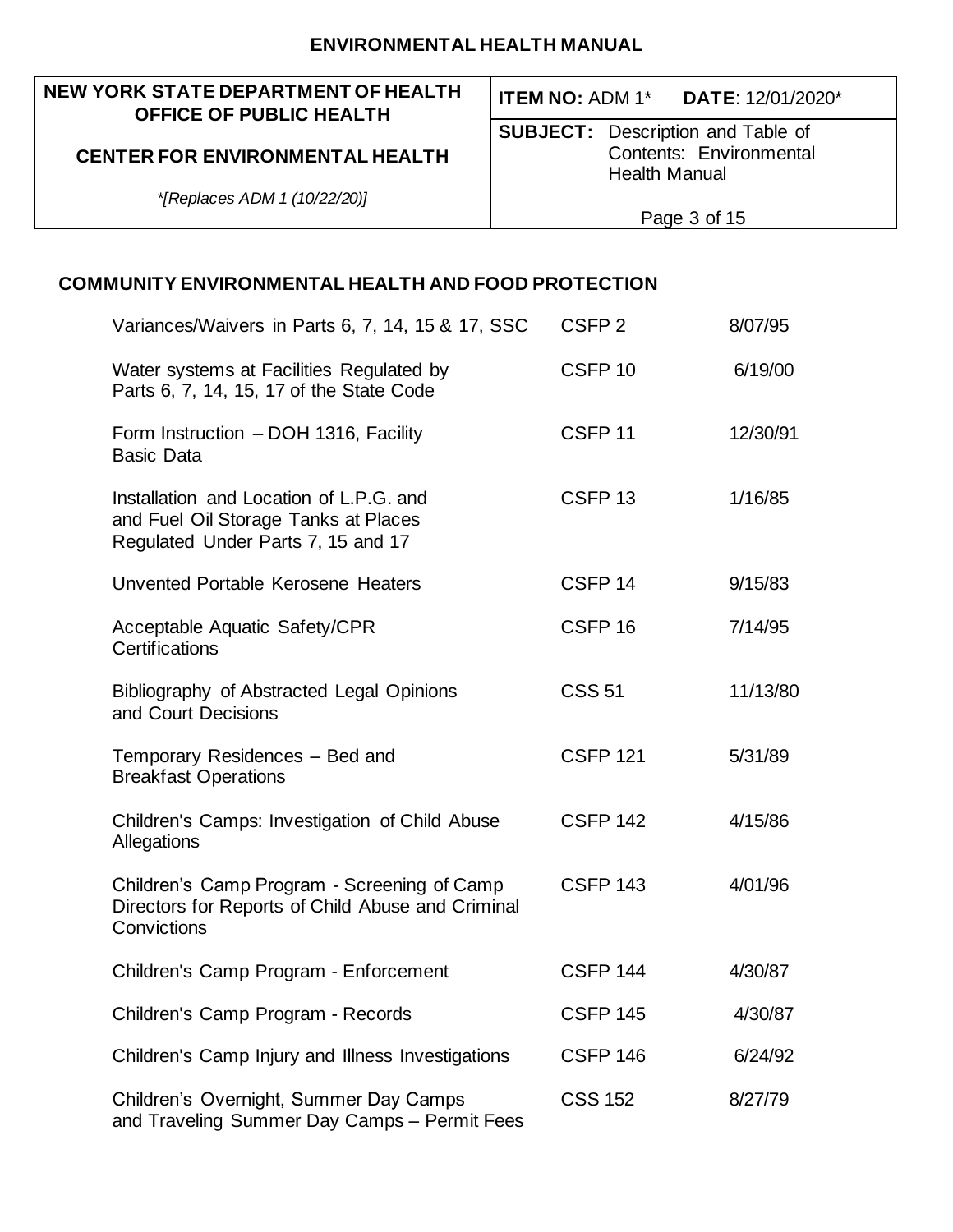## COMMUNITY ENVIRONMENTAL HEALTH AND FOOD PROTECTION

| | | |
|---|---|---|
| Variances/Waivers in Parts 6, 7, 14, 15 & 17, SSC | CSFP 2 | 8/07/95 |
| Water systems at Facilities Regulated by Parts 6, 7, 14, 15, 17 of the State Code | CSFP 10 | 6/19/00 |
| Form Instruction – DOH 1316, Facility Basic Data | CSFP 11 | 12/30/91 |
| Installation and Location of L.P.G. and and Fuel Oil Storage Tanks at Places Regulated Under Parts 7, 15 and 17 | CSFP 13 | 1/16/85 |
| Unvented Portable Kerosene Heaters | CSFP 14 | 9/15/83 |
| Acceptable Aquatic Safety/CPR Certifications | CSFP 16 | 7/14/95 |
| Bibliography of Abstracted Legal Opinions and Court Decisions | CSS 51 | 11/13/80 |
| Temporary Residences – Bed and Breakfast Operations | CSFP 121 | 5/31/89 |
| Children's Camps: Investigation of Child Abuse Allegations | CSFP 142 | 4/15/86 |
| Children's Camp Program - Screening of Camp Directors for Reports of Child Abuse and Criminal Convictions | CSFP 143 | 4/01/96 |
| Children's Camp Program - Enforcement | CSFP 144 | 4/30/87 |
| Children's Camp Program - Records | CSFP 145 | 4/30/87 |
| Children's Camp Injury and Illness Investigations | CSFP 146 | 6/24/92 |
| Children's Overnight, Summer Day Camps and Traveling Summer Day Camps – Permit Fees | CSS 152 | 8/27/79 |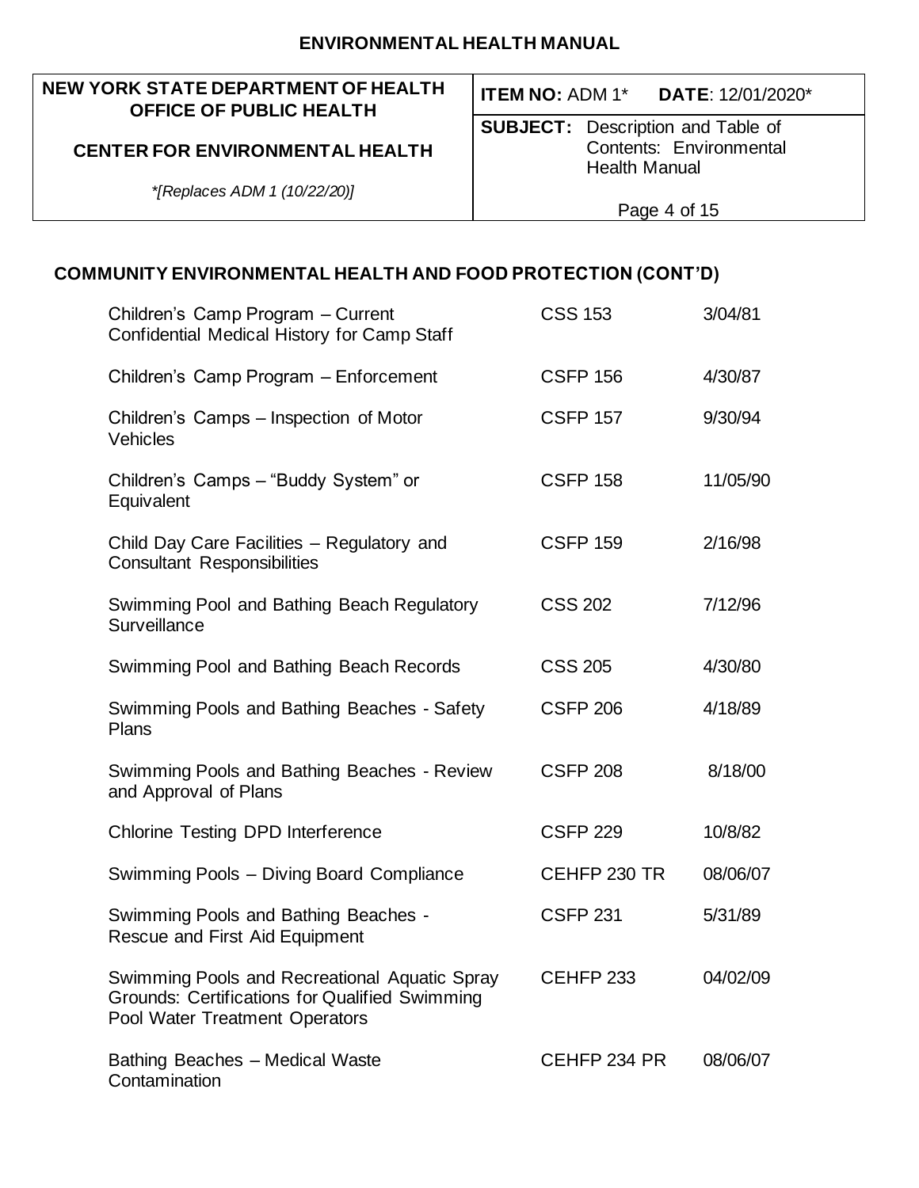## COMMUNITY ENVIRONMENTAL HEALTH AND FOOD PROTECTION (CONT'D)

| | | |
|---|---|---|
| Children's Camp Program – Current Confidential Medical History for Camp Staff | CSS 153 | 3/04/81 |
| Children's Camp Program – Enforcement | CSFP 156 | 4/30/87 |
| Children's Camps – Inspection of Motor Vehicles | CSFP 157 | 9/30/94 |
| Children's Camps – "Buddy System" or Equivalent | CSFP 158 | 11/05/90 |
| Child Day Care Facilities – Regulatory and Consultant Responsibilities | CSFP 159 | 2/16/98 |
| Swimming Pool and Bathing Beach Regulatory Surveillance | CSS 202 | 7/12/96 |
| Swimming Pool and Bathing Beach Records | CSS 205 | 4/30/80 |
| Swimming Pools and Bathing Beaches - Safety Plans | CSFP 206 | 4/18/89 |
| Swimming Pools and Bathing Beaches - Review and Approval of Plans | CSFP 208 | 8/18/00 |
| Chlorine Testing DPD Interference | CSFP 229 | 10/8/82 |
| Swimming Pools – Diving Board Compliance | CEHFP 230 TR | 08/06/07 |
| Swimming Pools and Bathing Beaches - Rescue and First Aid Equipment | CSFP 231 | 5/31/89 |
| Swimming Pools and Recreational Aquatic Spray Grounds: Certifications for Qualified Swimming Pool Water Treatment Operators | CEHFP 233 | 04/02/09 |
| Bathing Beaches – Medical Waste Contamination | CEHFP 234 PR | 08/06/07 |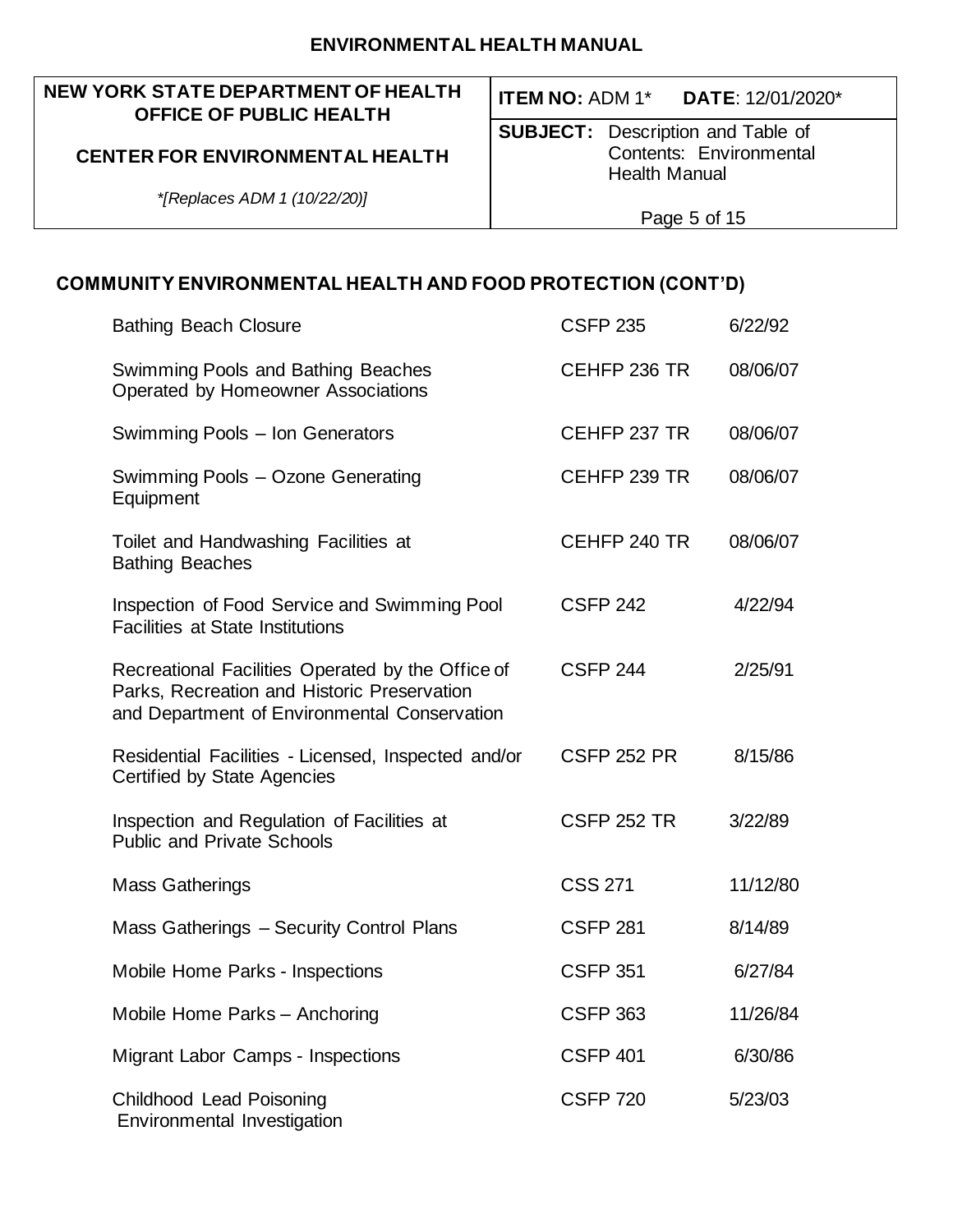## COMMUNITY ENVIRONMENTAL HEALTH AND FOOD PROTECTION (CONT'D)

| | | |
|---|---|---|
| Bathing Beach Closure | CSFP 235 | 6/22/92 |
| Swimming Pools and Bathing Beaches Operated by Homeowner Associations | CEHFP 236 TR | 08/06/07 |
| Swimming Pools – Ion Generators | CEHFP 237 TR | 08/06/07 |
| Swimming Pools – Ozone Generating Equipment | CEHFP 239 TR | 08/06/07 |
| Toilet and Handwashing Facilities at Bathing Beaches | CEHFP 240 TR | 08/06/07 |
| Inspection of Food Service and Swimming Pool Facilities at State Institutions | CSFP 242 | 4/22/94 |
| Recreational Facilities Operated by the Office of Parks, Recreation and Historic Preservation and Department of Environmental Conservation | CSFP 244 | 2/25/91 |
| Residential Facilities - Licensed, Inspected and/or Certified by State Agencies | CSFP 252 PR | 8/15/86 |
| Inspection and Regulation of Facilities at Public and Private Schools | CSFP 252 TR | 3/22/89 |
| Mass Gatherings | CSS 271 | 11/12/80 |
| Mass Gatherings – Security Control Plans | CSFP 281 | 8/14/89 |
| Mobile Home Parks - Inspections | CSFP 351 | 6/27/84 |
| Mobile Home Parks – Anchoring | CSFP 363 | 11/26/84 |
| Migrant Labor Camps - Inspections | CSFP 401 | 6/30/86 |
| Childhood Lead Poisoning Environmental Investigation | CSFP 720 | 5/23/03 |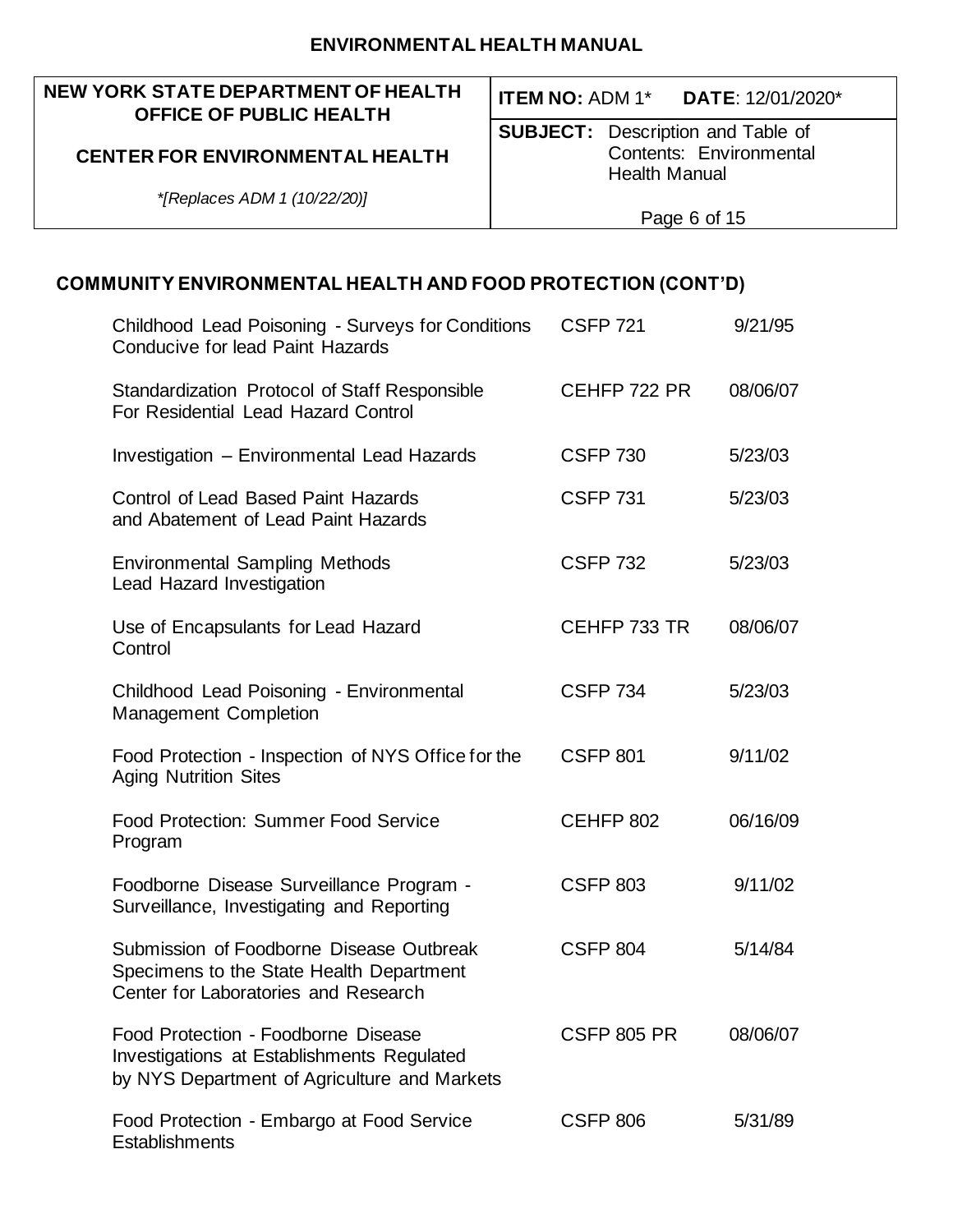## COMMUNITY ENVIRONMENTAL HEALTH AND FOOD PROTECTION (CONT'D)

| | | |
|---|---|---|
| Childhood Lead Poisoning - Surveys for Conditions Conducive for lead Paint Hazards | CSFP 721 | 9/21/95 |
| Standardization Protocol of Staff Responsible For Residential Lead Hazard Control | CEHFP 722 PR | 08/06/07 |
| Investigation – Environmental Lead Hazards | CSFP 730 | 5/23/03 |
| Control of Lead Based Paint Hazards and Abatement of Lead Paint Hazards | CSFP 731 | 5/23/03 |
| Environmental Sampling Methods Lead Hazard Investigation | CSFP 732 | 5/23/03 |
| Use of Encapsulants for Lead Hazard Control | CEHFP 733 TR | 08/06/07 |
| Childhood Lead Poisoning - Environmental Management Completion | CSFP 734 | 5/23/03 |
| Food Protection - Inspection of NYS Office for the Aging Nutrition Sites | CSFP 801 | 9/11/02 |
| Food Protection: Summer Food Service Program | CEHFP 802 | 06/16/09 |
| Foodborne Disease Surveillance Program - Surveillance, Investigating and Reporting | CSFP 803 | 9/11/02 |
| Submission of Foodborne Disease Outbreak Specimens to the State Health Department Center for Laboratories and Research | CSFP 804 | 5/14/84 |
| Food Protection - Foodborne Disease Investigations at Establishments Regulated by NYS Department of Agriculture and Markets | CSFP 805 PR | 08/06/07 |
| Food Protection - Embargo at Food Service Establishments | CSFP 806 | 5/31/89 |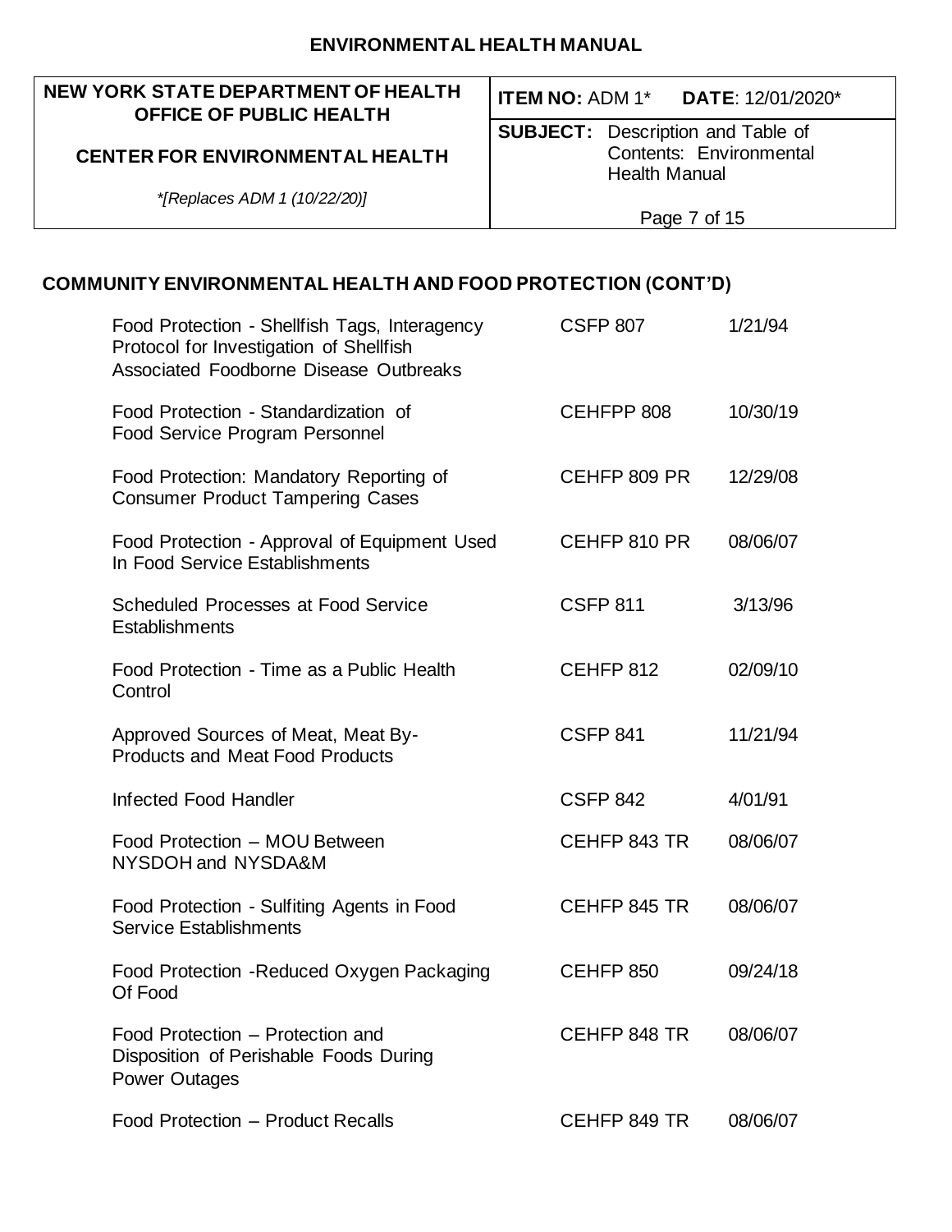## COMMUNITY ENVIRONMENTAL HEALTH AND FOOD PROTECTION (CONT'D)

| | | |
|---|---|---|
| Food Protection - Shellfish Tags, Interagency Protocol for Investigation of Shellfish Associated Foodborne Disease Outbreaks | CSFP 807 | 1/21/94 |
| Food Protection - Standardization of Food Service Program Personnel | CEHFPP 808 | 10/30/19 |
| Food Protection: Mandatory Reporting of Consumer Product Tampering Cases | CEHFP 809 PR | 12/29/08 |
| Food Protection - Approval of Equipment Used In Food Service Establishments | CEHFP 810 PR | 08/06/07 |
| Scheduled Processes at Food Service Establishments | CSFP 811 | 3/13/96 |
| Food Protection - Time as a Public Health Control | CEHFP 812 | 02/09/10 |
| Approved Sources of Meat, Meat By-Products and Meat Food Products | CSFP 841 | 11/21/94 |
| Infected Food Handler | CSFP 842 | 4/01/91 |
| Food Protection – MOU Between NYSDOH and NYSDA&M | CEHFP 843 TR | 08/06/07 |
| Food Protection - Sulfiting Agents in Food Service Establishments | CEHFP 845 TR | 08/06/07 |
| Food Protection -Reduced Oxygen Packaging Of Food | CEHFP 850 | 09/24/18 |
| Food Protection – Protection and Disposition of Perishable Foods During Power Outages | CEHFP 848 TR | 08/06/07 |
| Food Protection – Product Recalls | CEHFP 849 TR | 08/06/07 |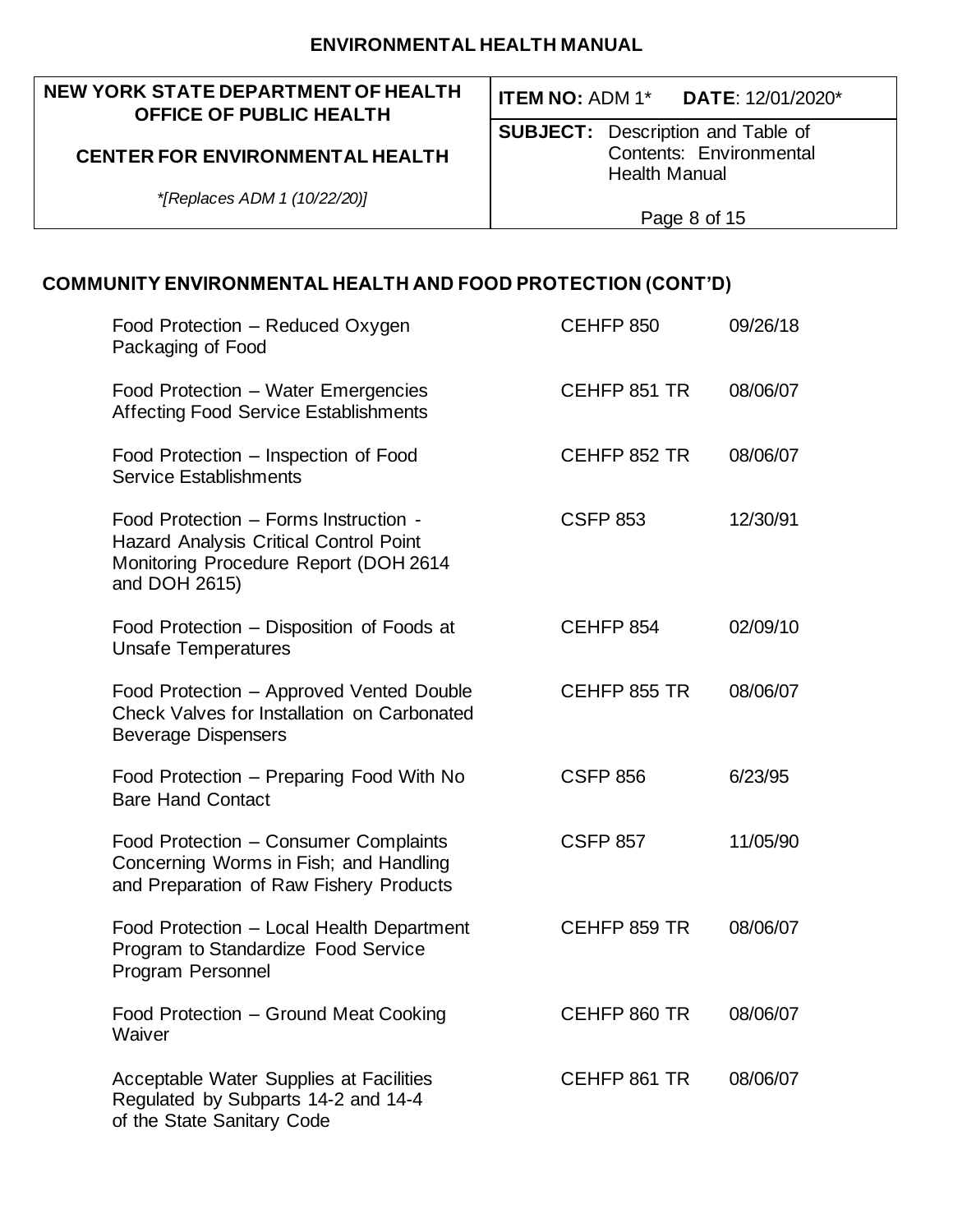## COMMUNITY ENVIRONMENTAL HEALTH AND FOOD PROTECTION (CONT'D)

| | | |
|---|---|---|
| Food Protection – Reduced Oxygen Packaging of Food | CEHFP 850 | 09/26/18 |
| Food Protection – Water Emergencies Affecting Food Service Establishments | CEHFP 851 TR | 08/06/07 |
| Food Protection – Inspection of Food Service Establishments | CEHFP 852 TR | 08/06/07 |
| Food Protection – Forms Instruction - Hazard Analysis Critical Control Point Monitoring Procedure Report (DOH 2614 and DOH 2615) | CSFP 853 | 12/30/91 |
| Food Protection – Disposition of Foods at Unsafe Temperatures | CEHFP 854 | 02/09/10 |
| Food Protection – Approved Vented Double Check Valves for Installation on Carbonated Beverage Dispensers | CEHFP 855 TR | 08/06/07 |
| Food Protection – Preparing Food With No Bare Hand Contact | CSFP 856 | 6/23/95 |
| Food Protection – Consumer Complaints Concerning Worms in Fish; and Handling and Preparation of Raw Fishery Products | CSFP 857 | 11/05/90 |
| Food Protection – Local Health Department Program to Standardize Food Service Program Personnel | CEHFP 859 TR | 08/06/07 |
| Food Protection – Ground Meat Cooking Waiver | CEHFP 860 TR | 08/06/07 |
| Acceptable Water Supplies at Facilities Regulated by Subparts 14-2 and 14-4 of the State Sanitary Code | CEHFP 861 TR | 08/06/07 |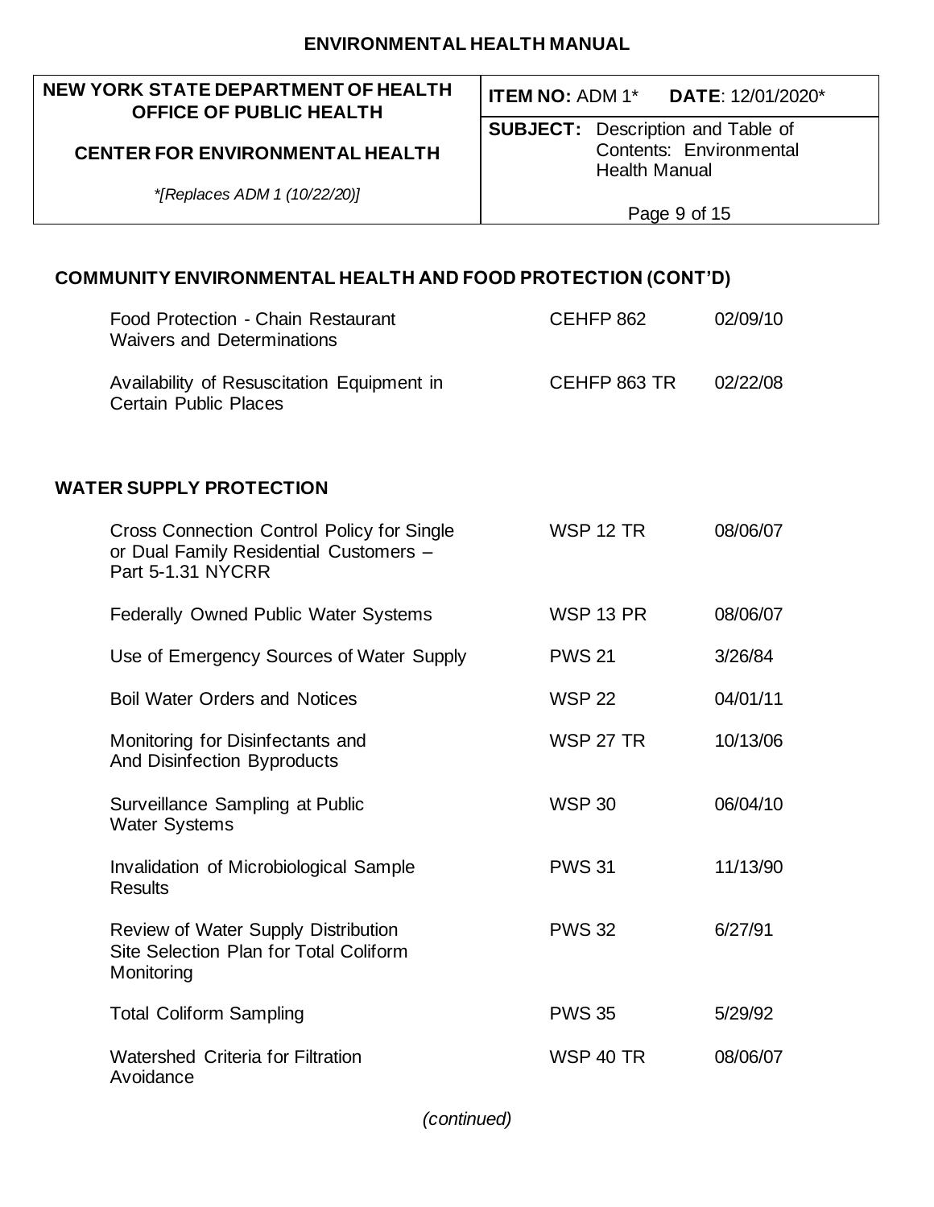## COMMUNITY ENVIRONMENTAL HEALTH AND FOOD PROTECTION (CONT'D)

| | | |
|---|---|---|
| Food Protection - Chain Restaurant Waivers and Determinations | CEHFP 862 | 02/09/10 |
| Availability of Resuscitation Equipment in Certain Public Places | CEHFP 863 TR | 02/22/08 |

## WATER SUPPLY PROTECTION

| | | |
|---|---|---|
| Cross Connection Control Policy for Single or Dual Family Residential Customers – Part 5-1.31 NYCRR | WSP 12 TR | 08/06/07 |
| Federally Owned Public Water Systems | WSP 13 PR | 08/06/07 |
| Use of Emergency Sources of Water Supply | PWS 21 | 3/26/84 |
| Boil Water Orders and Notices | WSP 22 | 04/01/11 |
| Monitoring for Disinfectants and And Disinfection Byproducts | WSP 27 TR | 10/13/06 |
| Surveillance Sampling at Public Water Systems | WSP 30 | 06/04/10 |
| Invalidation of Microbiological Sample Results | PWS 31 | 11/13/90 |
| Review of Water Supply Distribution Site Selection Plan for Total Coliform Monitoring | PWS 32 | 6/27/91 |
| Total Coliform Sampling | PWS 35 | 5/29/92 |
| Watershed Criteria for Filtration Avoidance | WSP 40 TR | 08/06/07 |

*(continued)*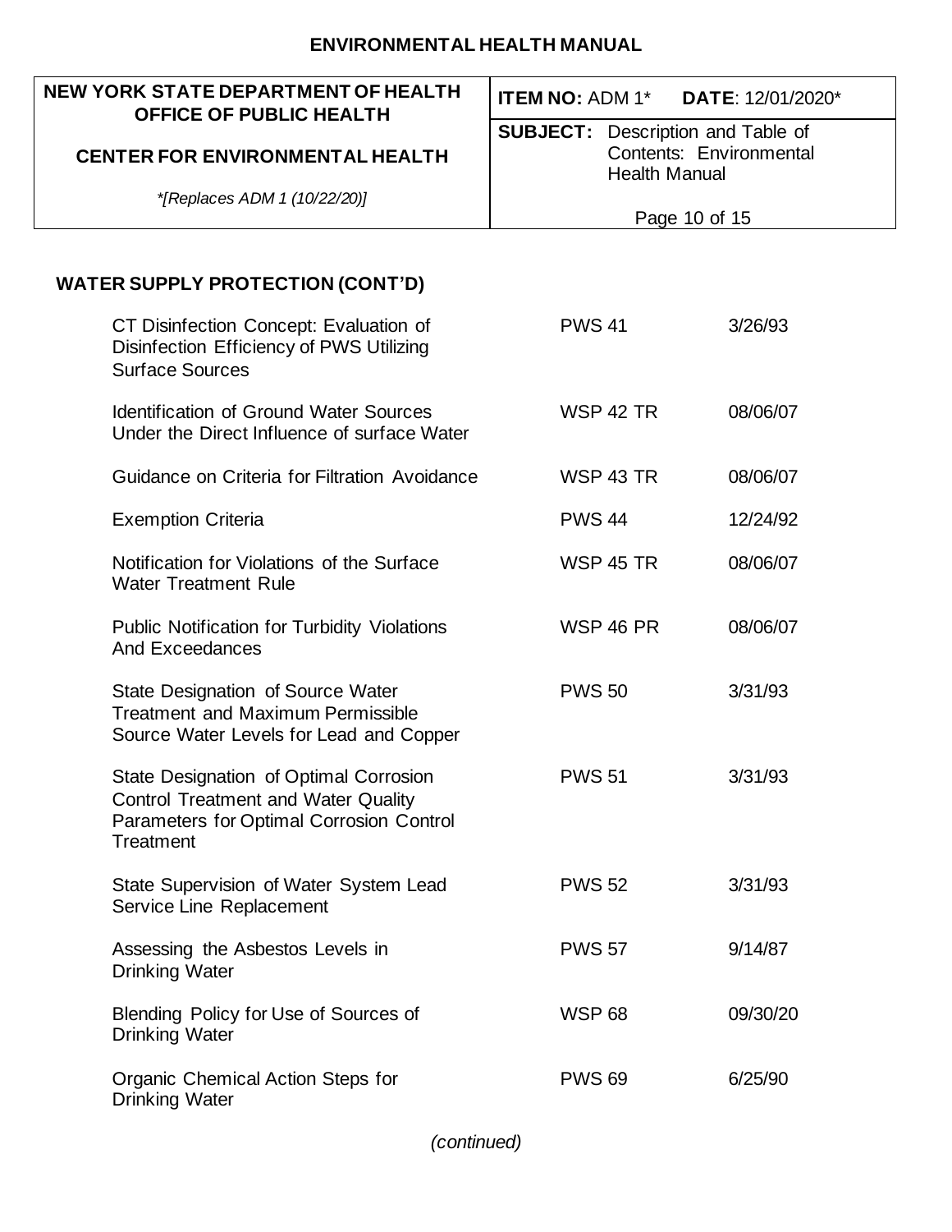## WATER SUPPLY PROTECTION (CONT'D)

| | | |
|---|---|---|
| CT Disinfection Concept: Evaluation of Disinfection Efficiency of PWS Utilizing Surface Sources | PWS 41 | 3/26/93 |
| Identification of Ground Water Sources Under the Direct Influence of surface Water | WSP 42 TR | 08/06/07 |
| Guidance on Criteria for Filtration Avoidance | WSP 43 TR | 08/06/07 |
| Exemption Criteria | PWS 44 | 12/24/92 |
| Notification for Violations of the Surface Water Treatment Rule | WSP 45 TR | 08/06/07 |
| Public Notification for Turbidity Violations And Exceedances | WSP 46 PR | 08/06/07 |
| State Designation of Source Water Treatment and Maximum Permissible Source Water Levels for Lead and Copper | PWS 50 | 3/31/93 |
| State Designation of Optimal Corrosion Control Treatment and Water Quality Parameters for Optimal Corrosion Control Treatment | PWS 51 | 3/31/93 |
| State Supervision of Water System Lead Service Line Replacement | PWS 52 | 3/31/93 |
| Assessing the Asbestos Levels in Drinking Water | PWS 57 | 9/14/87 |
| Blending Policy for Use of Sources of Drinking Water | WSP 68 | 09/30/20 |
| Organic Chemical Action Steps for Drinking Water | PWS 69 | 6/25/90 |

*(continued)*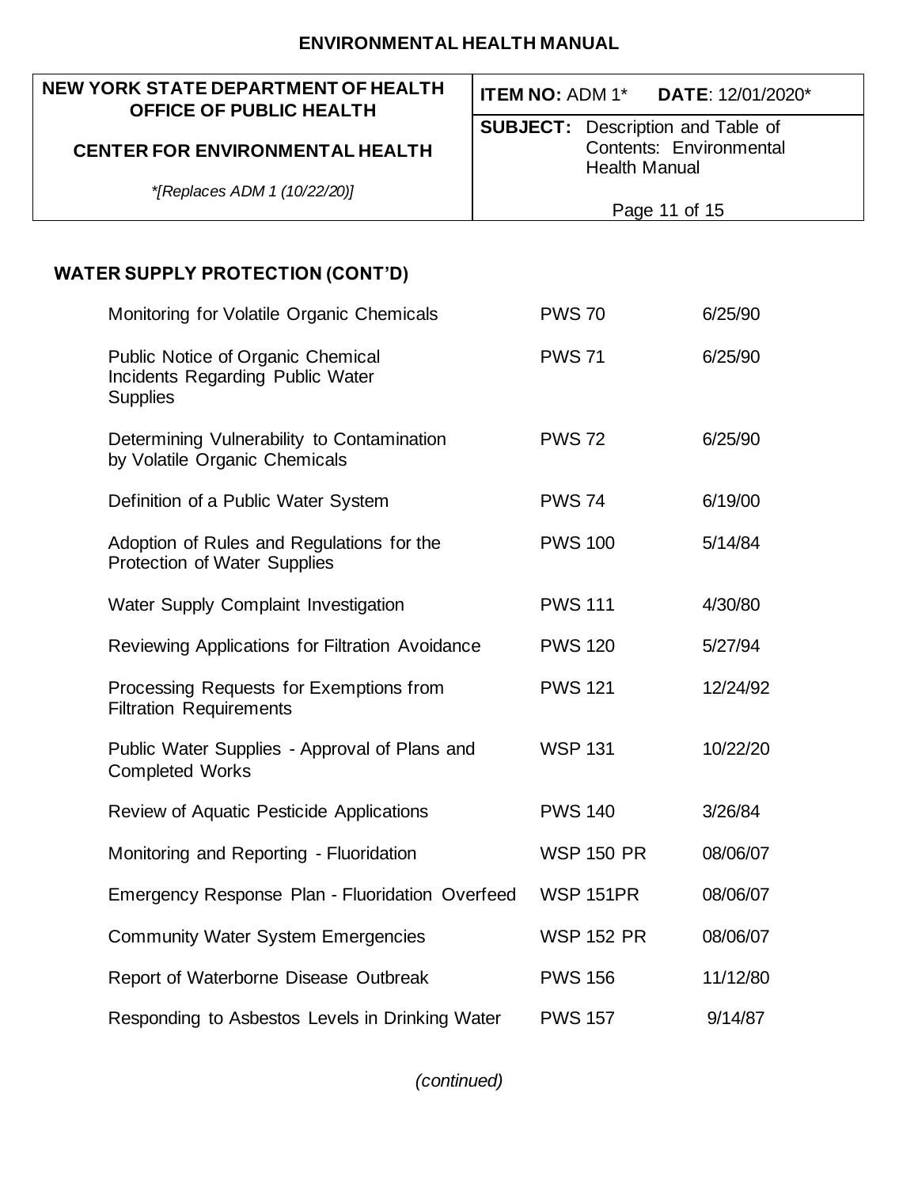## WATER SUPPLY PROTECTION (CONT'D)

| | | |
|---|---|---|
| Monitoring for Volatile Organic Chemicals | PWS 70 | 6/25/90 |
| Public Notice of Organic Chemical Incidents Regarding Public Water Supplies | PWS 71 | 6/25/90 |
| Determining Vulnerability to Contamination by Volatile Organic Chemicals | PWS 72 | 6/25/90 |
| Definition of a Public Water System | PWS 74 | 6/19/00 |
| Adoption of Rules and Regulations for the Protection of Water Supplies | PWS 100 | 5/14/84 |
| Water Supply Complaint Investigation | PWS 111 | 4/30/80 |
| Reviewing Applications for Filtration Avoidance | PWS 120 | 5/27/94 |
| Processing Requests for Exemptions from Filtration Requirements | PWS 121 | 12/24/92 |
| Public Water Supplies - Approval of Plans and Completed Works | WSP 131 | 10/22/20 |
| Review of Aquatic Pesticide Applications | PWS 140 | 3/26/84 |
| Monitoring and Reporting - Fluoridation | WSP 150 PR | 08/06/07 |
| Emergency Response Plan - Fluoridation Overfeed | WSP 151PR | 08/06/07 |
| Community Water System Emergencies | WSP 152 PR | 08/06/07 |
| Report of Waterborne Disease Outbreak | PWS 156 | 11/12/80 |
| Responding to Asbestos Levels in Drinking Water | PWS 157 | 9/14/87 |

*(continued)*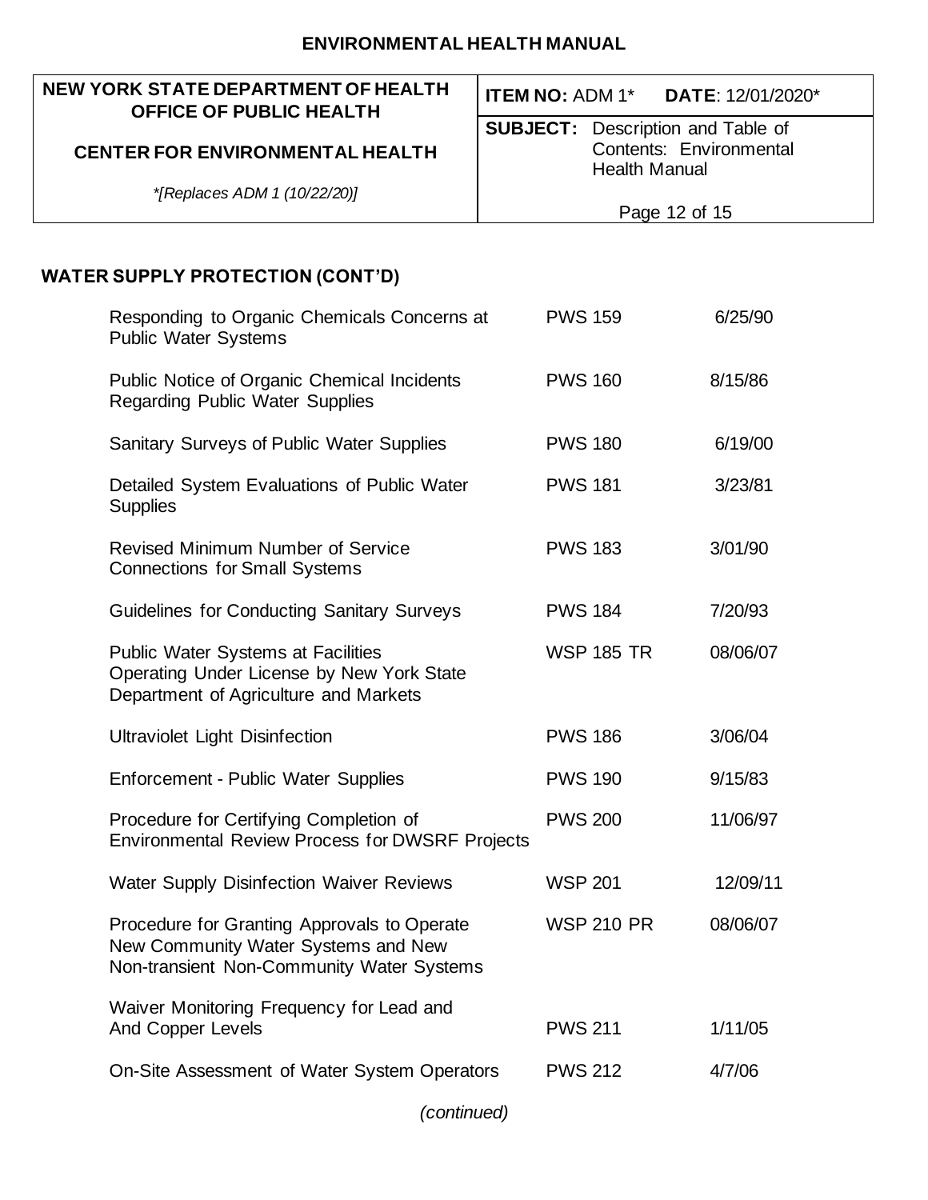## WATER SUPPLY PROTECTION (CONT'D)

| | | |
|---|---|---|
| Responding to Organic Chemicals Concerns at Public Water Systems | PWS 159 | 6/25/90 |
| Public Notice of Organic Chemical Incidents Regarding Public Water Supplies | PWS 160 | 8/15/86 |
| Sanitary Surveys of Public Water Supplies | PWS 180 | 6/19/00 |
| Detailed System Evaluations of Public Water Supplies | PWS 181 | 3/23/81 |
| Revised Minimum Number of Service Connections for Small Systems | PWS 183 | 3/01/90 |
| Guidelines for Conducting Sanitary Surveys | PWS 184 | 7/20/93 |
| Public Water Systems at Facilities Operating Under License by New York State Department of Agriculture and Markets | WSP 185 TR | 08/06/07 |
| Ultraviolet Light Disinfection | PWS 186 | 3/06/04 |
| Enforcement - Public Water Supplies | PWS 190 | 9/15/83 |
| Procedure for Certifying Completion of Environmental Review Process for DWSRF Projects | PWS 200 | 11/06/97 |
| Water Supply Disinfection Waiver Reviews | WSP 201 | 12/09/11 |
| Procedure for Granting Approvals to Operate New Community Water Systems and New Non-transient Non-Community Water Systems | WSP 210 PR | 08/06/07 |
| Waiver Monitoring Frequency for Lead and And Copper Levels | PWS 211 | 1/11/05 |
| On-Site Assessment of Water System Operators | PWS 212 | 4/7/06 |

*(continued)*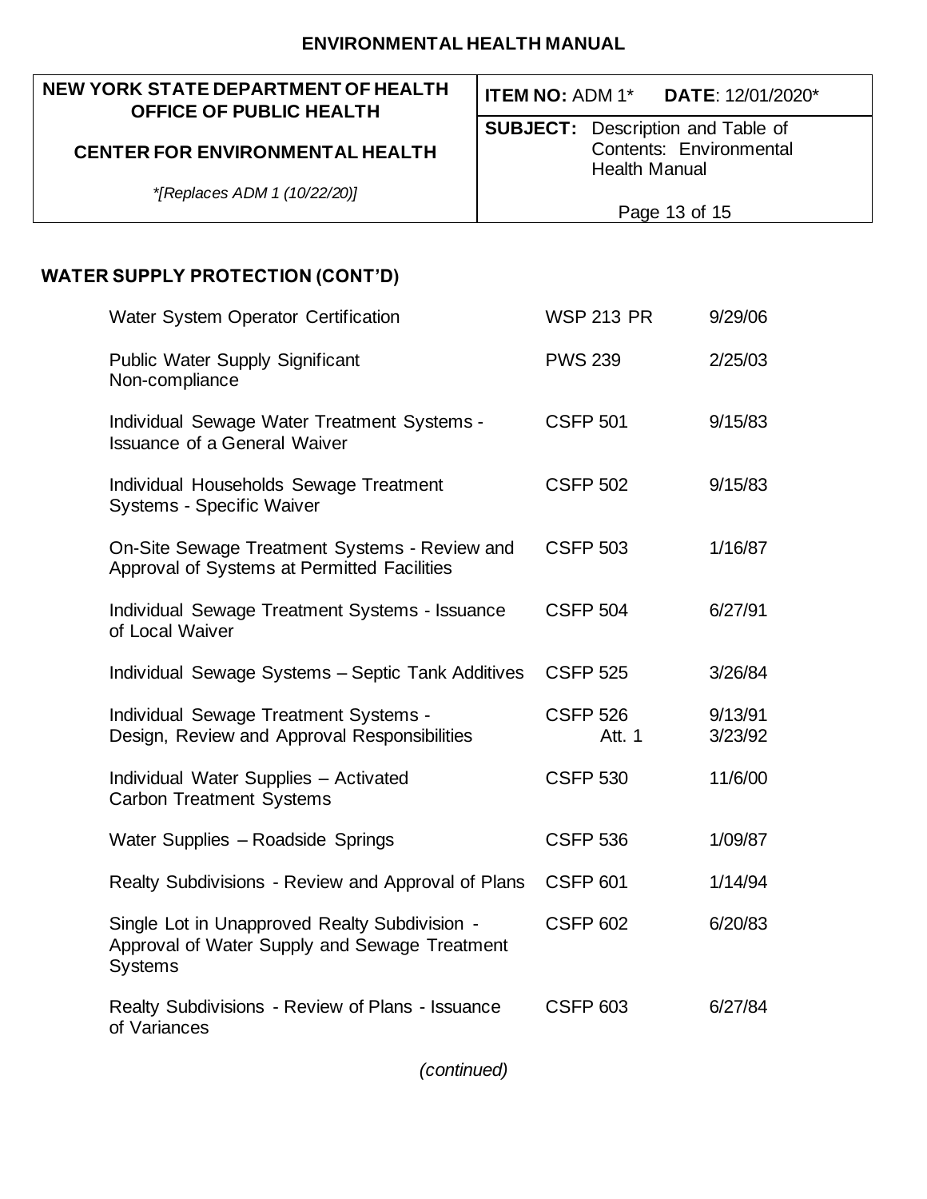## WATER SUPPLY PROTECTION (CONT'D)

| | | |
|---|---|---|
| Water System Operator Certification | WSP 213 PR | 9/29/06 |
| Public Water Supply Significant Non-compliance | PWS 239 | 2/25/03 |
| Individual Sewage Water Treatment Systems - Issuance of a General Waiver | CSFP 501 | 9/15/83 |
| Individual Households Sewage Treatment Systems - Specific Waiver | CSFP 502 | 9/15/83 |
| On-Site Sewage Treatment Systems - Review and Approval of Systems at Permitted Facilities | CSFP 503 | 1/16/87 |
| Individual Sewage Treatment Systems - Issuance of Local Waiver | CSFP 504 | 6/27/91 |
| Individual Sewage Systems – Septic Tank Additives | CSFP 525 | 3/26/84 |
| Individual Sewage Treatment Systems - Design, Review and Approval Responsibilities | CSFP 526<br>Att. 1 | 9/13/91<br>3/23/92 |
| Individual Water Supplies – Activated Carbon Treatment Systems | CSFP 530 | 11/6/00 |
| Water Supplies – Roadside Springs | CSFP 536 | 1/09/87 |
| Realty Subdivisions - Review and Approval of Plans | CSFP 601 | 1/14/94 |
| Single Lot in Unapproved Realty Subdivision - Approval of Water Supply and Sewage Treatment Systems | CSFP 602 | 6/20/83 |
| Realty Subdivisions - Review of Plans - Issuance of Variances | CSFP 603 | 6/27/84 |

*(continued)*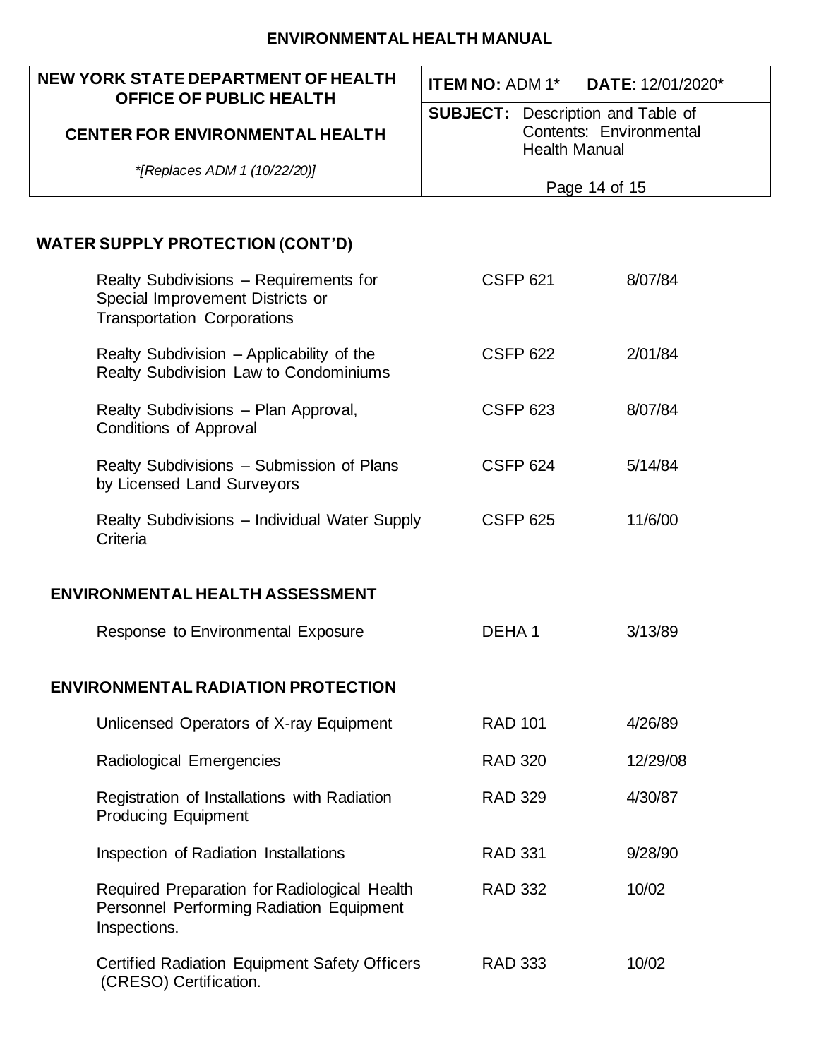## WATER SUPPLY PROTECTION (CONT'D)

| | | |
|---|---|---|
| Realty Subdivisions – Requirements for Special Improvement Districts or Transportation Corporations | CSFP 621 | 8/07/84 |
| Realty Subdivision – Applicability of the Realty Subdivision Law to Condominiums | CSFP 622 | 2/01/84 |
| Realty Subdivisions – Plan Approval, Conditions of Approval | CSFP 623 | 8/07/84 |
| Realty Subdivisions – Submission of Plans by Licensed Land Surveyors | CSFP 624 | 5/14/84 |
| Realty Subdivisions – Individual Water Supply Criteria | CSFP 625 | 11/6/00 |

## ENVIRONMENTAL HEALTH ASSESSMENT

| | | |
|---|---|---|
| Response to Environmental Exposure | DEHA 1 | 3/13/89 |

## ENVIRONMENTAL RADIATION PROTECTION

| | | |
|---|---|---|
| Unlicensed Operators of X-ray Equipment | RAD 101 | 4/26/89 |
| Radiological Emergencies | RAD 320 | 12/29/08 |
| Registration of Installations with Radiation Producing Equipment | RAD 329 | 4/30/87 |
| Inspection of Radiation Installations | RAD 331 | 9/28/90 |
| Required Preparation for Radiological Health Personnel Performing Radiation Equipment Inspections. | RAD 332 | 10/02 |
| Certified Radiation Equipment Safety Officers (CRESO) Certification. | RAD 333 | 10/02 |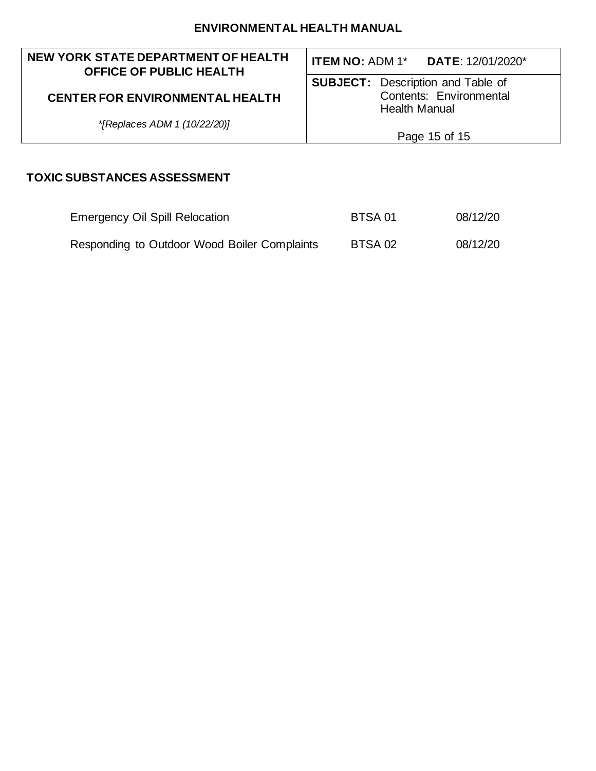## TOXIC SUBSTANCES ASSESSMENT

| | | |
|---|---|---|
| Emergency Oil Spill Relocation | BTSA 01 | 08/12/20 |
| Responding to Outdoor Wood Boiler Complaints | BTSA 02 | 08/12/20 |